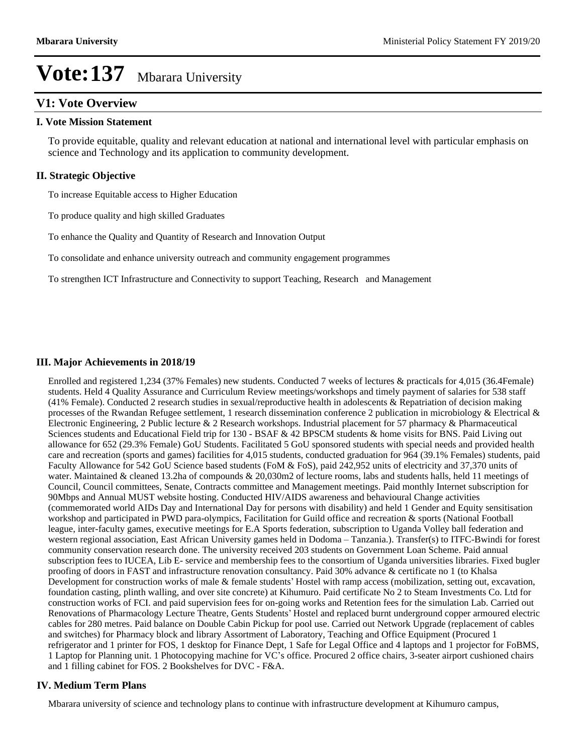# Vote:137 Mbarara University

## V1: Vote Overview

### I. Vote Mission Statement

To provide equitable, quality and relevant education at national and international level with particular emphasis on science and Technology and its application to community development.

### II. Strategic Objective

To increase Equitable access to Higher Education

To produce quality and high skilled Graduates

To enhance the Quality and Quantity of Research and Innovation Output

To consolidate and enhance university outreach and community engagement programmes

To strengthen ICT Infrastructure and Connectivity to support Teaching, Research and Management

### III. Major Achievements in 2018/19

Enrolled and registered 1,234 (37% Females) new students. Conducted 7 weeks of lectures & practicals for 4,015 (36.4Female) students. Held 4 Quality Assurance and Curriculum Review meetings/workshops and timely payment of salaries for 538 staff (41% Female). Conducted 2 research studies in sexual/reproductive health in adolescents & Repatriation of decision making processes of the Rwandan Refugee settlement, 1 research dissemination conference 2 publication in microbiology & Electrical & Electronic Engineering, 2 Public lecture & 2 Research workshops. Industrial placement for 57 pharmacy & Pharmaceutical Sciences students and Educational Field trip for 130 - BSAF & 42 BPSCM students & home visits for BNS. Paid Living out allowance for 652 (29.3% Female) GoU Students. Facilitated 5 GoU sponsored students with special needs and provided health care and recreation (sports and games) facilities for 4,015 students, conducted graduation for 964 (39.1% Females) students, paid Faculty Allowance for 542 GoU Science based students (FoM & FoS), paid 242,952 units of electricity and 37,370 units of water. Maintained & cleaned 13.2ha of compounds & 20,030m2 of lecture rooms, labs and students halls, held 11 meetings of Council, Council committees, Senate, Contracts committee and Management meetings. Paid monthly Internet subscription for 90Mbps and Annual MUST website hosting. Conducted HIV/AIDS awareness and behavioural Change activities (commemorated world AIDs Day and International Day for persons with disability) and held 1 Gender and Equity sensitisation workshop and participated in PWD para-olympics, Facilitation for Guild office and recreation & sports (National Football league, inter-faculty games, executive meetings for E.A Sports federation, subscription to Uganda Volley ball federation and western regional association, East African University games held in Dodoma – Tanzania.). Transfer(s) to ITFC-Bwindi for forest community conservation research done. The university received 203 students on Government Loan Scheme. Paid annual subscription fees to IUCEA, Lib E- service and membership fees to the consortium of Uganda universities libraries. Fixed bugler proofing of doors in FAST and infrastructure renovation consultancy. Paid 30% advance & certificate no 1 (to Khalsa Development for construction works of male & female students' Hostel with ramp access (mobilization, setting out, excavation, foundation casting, plinth walling, and over site concrete) at Kihumuro. Paid certificate No 2 to Steam Investments Co. Ltd for construction works of FCI. and paid supervision fees for on-going works and Retention fees for the simulation Lab. Carried out Renovations of Pharmacology Lecture Theatre, Gents Students' Hostel and replaced burnt underground copper armoured electric cables for 280 metres. Paid balance on Double Cabin Pickup for pool use. Carried out Network Upgrade (replacement of cables and switches) for Pharmacy block and library Assortment of Laboratory, Teaching and Office Equipment (Procured 1 refrigerator and 1 printer for FOS, 1 desktop for Finance Dept, 1 Safe for Legal Office and 4 laptops and 1 projector for FoBMS, 1 Laptop for Planning unit. 1 Photocopying machine for VC's office. Procured 2 office chairs, 3-seater airport cushioned chairs and 1 filling cabinet for FOS. 2 Bookshelves for DVC - F&A.

### IV. Medium Term Plans

Mbarara university of science and technology plans to continue with infrastructure development at Kihumuro campus,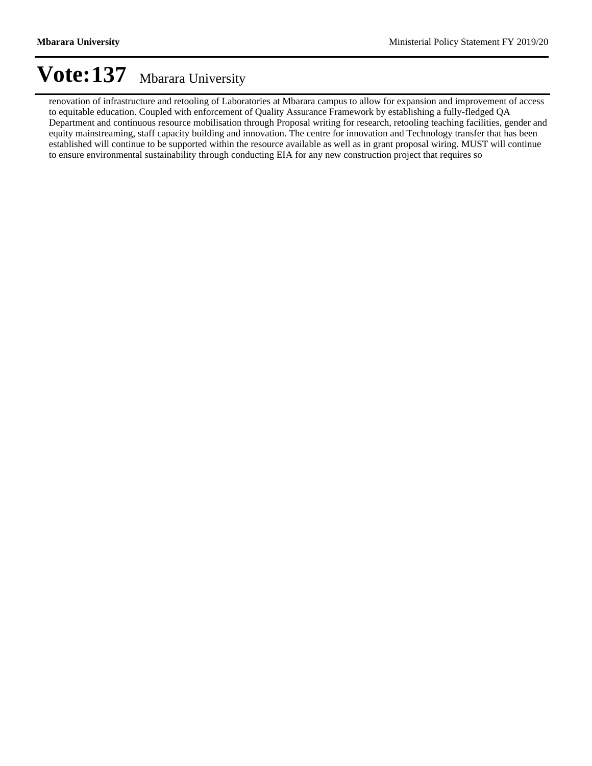# Vote:137 Mbarara University

renovation of infrastructure and retooling of Laboratories at Mbarara campus to allow for expansion and improvement of access to equitable education. Coupled with enforcement of Quality Assurance Framework by establishing a fully-fledged QA Department and continuous resource mobilisation through Proposal writing for research, retooling teaching facilities, gender and equity mainstreaming, staff capacity building and innovation. The centre for innovation and Technology transfer that has been established will continue to be supported within the resource available as well as in grant proposal wiring. MUST will continue to ensure environmental sustainability through conducting EIA for any new construction project that requires so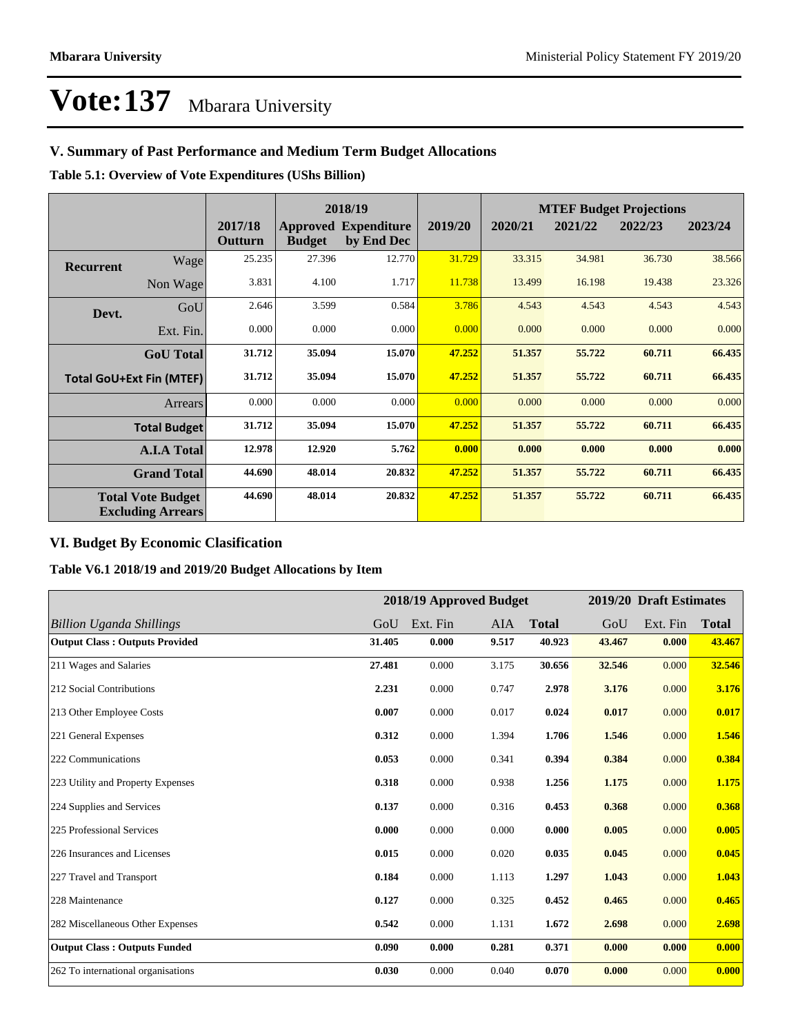# Vote:137 Mbarara University

## V. Summary of Past Performance and Medium Term Budget Allocations

**Table 5.1: Overview of Vote Expenditures (UShs Billion)**

| | | 2017/18 | 2018/19 | | 2019/20 | MTEF Budget Projections | | | |
|---|---|---|---|---|---|---|---|---|---|
| | | Outturn | Approved Budget | Expenditure by End Dec | 2019/20 | 2020/21 | 2021/22 | 2022/23 | 2023/24 |
| **Recurrent** | Wage | 25.235 | 27.396 | 12.770 | 31.729 | 33.315 | 34.981 | 36.730 | 38.566 |
| | Non Wage | 3.831 | 4.100 | 1.717 | 11.738 | 13.499 | 16.198 | 19.438 | 23.326 |
| **Devt.** | GoU | 2.646 | 3.599 | 0.584 | 3.786 | 4.543 | 4.543 | 4.543 | 4.543 |
| | Ext. Fin. | 0.000 | 0.000 | 0.000 | 0.000 | 0.000 | 0.000 | 0.000 | 0.000 |
| | **GoU Total** | **31.712** | **35.094** | **15.070** | **47.252** | **51.357** | **55.722** | **60.711** | **66.435** |
| **Total GoU+Ext Fin (MTEF)** | | **31.712** | **35.094** | **15.070** | **47.252** | **51.357** | **55.722** | **60.711** | **66.435** |
| | Arrears | 0.000 | 0.000 | 0.000 | 0.000 | 0.000 | 0.000 | 0.000 | 0.000 |
| | **Total Budget** | **31.712** | **35.094** | **15.070** | **47.252** | **51.357** | **55.722** | **60.711** | **66.435** |
| | **A.I.A Total** | **12.978** | **12.920** | **5.762** | **0.000** | **0.000** | **0.000** | **0.000** | **0.000** |
| | **Grand Total** | **44.690** | **48.014** | **20.832** | **47.252** | **51.357** | **55.722** | **60.711** | **66.435** |
| | **Total Vote Budget Excluding Arrears** | **44.690** | **48.014** | **20.832** | **47.252** | **51.357** | **55.722** | **60.711** | **66.435** |

## VI. Budget By Economic Clasification

**Table V6.1 2018/19 and 2019/20 Budget Allocations by Item**

| | 2018/19 Approved Budget | | | | 2019/20 Draft Estimates | | |
|---|---|---|---|---|---|---|---|
| *Billion Uganda Shillings* | GoU | Ext. Fin | AIA | **Total** | GoU | Ext. Fin | **Total** |
| **Output Class : Outputs Provided** | **31.405** | **0.000** | **9.517** | **40.923** | **43.467** | **0.000** | **43.467** |
| 211 Wages and Salaries | **27.481** | 0.000 | 3.175 | **30.656** | **32.546** | 0.000 | **32.546** |
| 212 Social Contributions | **2.231** | 0.000 | 0.747 | **2.978** | **3.176** | 0.000 | **3.176** |
| 213 Other Employee Costs | **0.007** | 0.000 | 0.017 | **0.024** | **0.017** | 0.000 | **0.017** |
| 221 General Expenses | **0.312** | 0.000 | 1.394 | **1.706** | **1.546** | 0.000 | **1.546** |
| 222 Communications | **0.053** | 0.000 | 0.341 | **0.394** | **0.384** | 0.000 | **0.384** |
| 223 Utility and Property Expenses | **0.318** | 0.000 | 0.938 | **1.256** | **1.175** | 0.000 | **1.175** |
| 224 Supplies and Services | **0.137** | 0.000 | 0.316 | **0.453** | **0.368** | 0.000 | **0.368** |
| 225 Professional Services | **0.000** | 0.000 | 0.000 | **0.000** | **0.005** | 0.000 | **0.005** |
| 226 Insurances and Licenses | **0.015** | 0.000 | 0.020 | **0.035** | **0.045** | 0.000 | **0.045** |
| 227 Travel and Transport | **0.184** | 0.000 | 1.113 | **1.297** | **1.043** | 0.000 | **1.043** |
| 228 Maintenance | **0.127** | 0.000 | 0.325 | **0.452** | **0.465** | 0.000 | **0.465** |
| 282 Miscellaneous Other Expenses | **0.542** | 0.000 | 1.131 | **1.672** | **2.698** | 0.000 | **2.698** |
| **Output Class : Outputs Funded** | **0.090** | **0.000** | **0.281** | **0.371** | **0.000** | **0.000** | **0.000** |
| 262 To international organisations | **0.030** | 0.000 | 0.040 | **0.070** | **0.000** | 0.000 | **0.000** |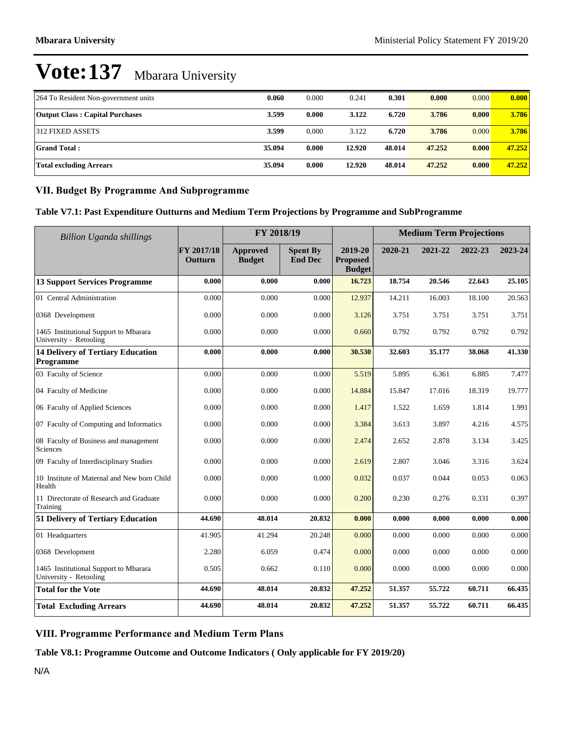# Vote:137 Mbarara University

| | | | | | | | |
|---|---|---|---|---|---|---|---|
| 264 To Resident Non-government units | **0.060** | 0.000 | 0.241 | **0.301** | **0.000** | 0.000 | **0.000** |
| **Output Class : Capital Purchases** | **3.599** | **0.000** | **3.122** | **6.720** | **3.786** | **0.000** | **3.786** |
| 312 FIXED ASSETS | **3.599** | 0.000 | 3.122 | **6.720** | **3.786** | 0.000 | **3.786** |
| **Grand Total :** | **35.094** | **0.000** | **12.920** | **48.014** | **47.252** | **0.000** | **47.252** |
| **Total excluding Arrears** | **35.094** | **0.000** | **12.920** | **48.014** | **47.252** | **0.000** | **47.252** |

## VII. Budget By Programme And Subprogramme

### Table V7.1: Past Expenditure Outturns and Medium Term Projections by Programme and SubProgramme

| *Billion Uganda shillings* | | FY 2018/19 | | | Medium Term Projections | | | |
|---|---|---|---|---|---|---|---|---|
| | FY 2017/18 Outturn | Approved Budget | Spent By End Dec | 2019-20 Proposed Budget | 2020-21 | 2021-22 | 2022-23 | 2023-24 |
| **13 Support Services Programme** | **0.000** | **0.000** | **0.000** | **16.723** | **18.754** | **20.546** | **22.643** | **25.105** |
| 01 Central Administration | 0.000 | 0.000 | 0.000 | 12.937 | 14.211 | 16.003 | 18.100 | 20.563 |
| 0368 Development | 0.000 | 0.000 | 0.000 | 3.126 | 3.751 | 3.751 | 3.751 | 3.751 |
| 1465 Institutional Support to Mbarara University - Retooling | 0.000 | 0.000 | 0.000 | 0.660 | 0.792 | 0.792 | 0.792 | 0.792 |
| **14 Delivery of Tertiary Education Programme** | **0.000** | **0.000** | **0.000** | **30.530** | **32.603** | **35.177** | **38.068** | **41.330** |
| 03 Faculty of Science | 0.000 | 0.000 | 0.000 | 5.519 | 5.895 | 6.361 | 6.885 | 7.477 |
| 04 Faculty of Medicine | 0.000 | 0.000 | 0.000 | 14.884 | 15.847 | 17.016 | 18.319 | 19.777 |
| 06 Faculty of Applied Sciences | 0.000 | 0.000 | 0.000 | 1.417 | 1.522 | 1.659 | 1.814 | 1.991 |
| 07 Faculty of Computing and Informatics | 0.000 | 0.000 | 0.000 | 3.384 | 3.613 | 3.897 | 4.216 | 4.575 |
| 08 Faculty of Business and management Sciences | 0.000 | 0.000 | 0.000 | 2.474 | 2.652 | 2.878 | 3.134 | 3.425 |
| 09 Faculty of Interdisciplinary Studies | 0.000 | 0.000 | 0.000 | 2.619 | 2.807 | 3.046 | 3.316 | 3.624 |
| 10 Institute of Maternal and New born Child Health | 0.000 | 0.000 | 0.000 | 0.032 | 0.037 | 0.044 | 0.053 | 0.063 |
| 11 Directorate of Research and Graduate Training | 0.000 | 0.000 | 0.000 | 0.200 | 0.230 | 0.276 | 0.331 | 0.397 |
| **51 Delivery of Tertiary Education** | **44.690** | **48.014** | **20.832** | **0.000** | **0.000** | **0.000** | **0.000** | **0.000** |
| 01 Headquarters | 41.905 | 41.294 | 20.248 | 0.000 | 0.000 | 0.000 | 0.000 | 0.000 |
| 0368 Development | 2.280 | 6.059 | 0.474 | 0.000 | 0.000 | 0.000 | 0.000 | 0.000 |
| 1465 Institutional Support to Mbarara University - Retooling | 0.505 | 0.662 | 0.110 | 0.000 | 0.000 | 0.000 | 0.000 | 0.000 |
| **Total for the Vote** | **44.690** | **48.014** | **20.832** | **47.252** | **51.357** | **55.722** | **60.711** | **66.435** |
| **Total Excluding Arrears** | **44.690** | **48.014** | **20.832** | **47.252** | **51.357** | **55.722** | **60.711** | **66.435** |

## VIII. Programme Performance and Medium Term Plans

### Table V8.1: Programme Outcome and Outcome Indicators ( Only applicable for FY 2019/20)

N/A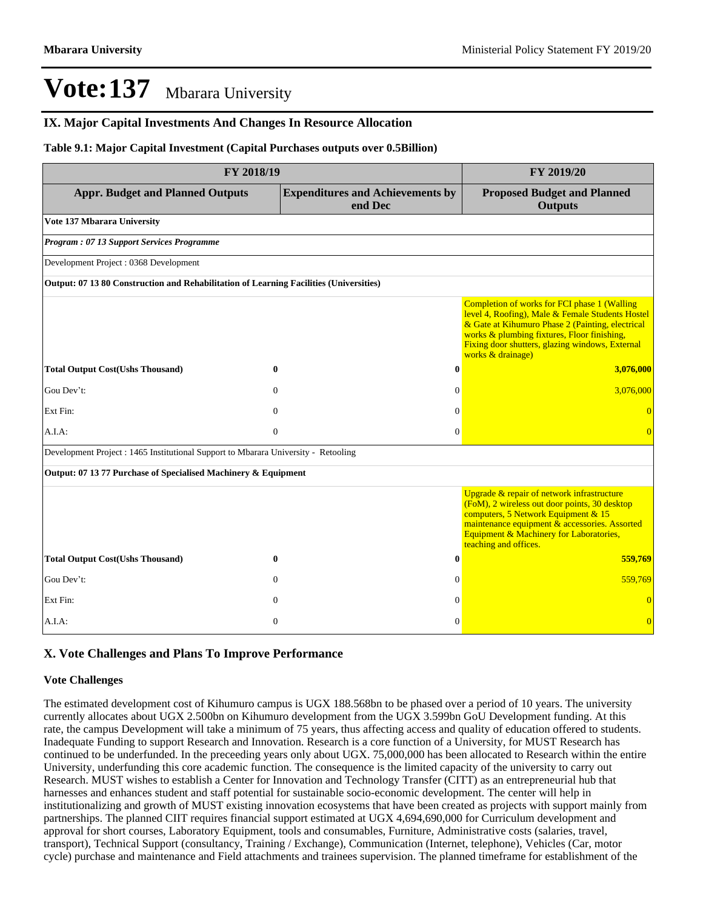# Vote:137 Mbarara University

## IX. Major Capital Investments And Changes In Resource Allocation

**Table 9.1: Major Capital Investment (Capital Purchases outputs over 0.5Billion)**

| FY 2018/19 | | FY 2019/20 |
|---|---|---|
| **Appr. Budget and Planned Outputs** | **Expenditures and Achievements by end Dec** | **Proposed Budget and Planned Outputs** |
| **Vote 137 Mbarara University** | | |
| ***Program : 07 13 Support Services Programme*** | | |
| Development Project : 0368 Development | | |
| **Output: 07 13 80 Construction and Rehabilitation of Learning Facilities (Universities)** | | |
| | | Completion of works for FCI phase 1 (Walling level 4, Roofing), Male & Female Students Hostel & Gate at Kihumuro Phase 2 (Painting, electrical works & plumbing fixtures, Floor finishing, Fixing door shutters, glazing windows, External works & drainage) |
| **Total Output Cost(Ushs Thousand)** **0** | **0** | **3,076,000** |
| Gou Dev't: 0 | 0 | 3,076,000 |
| Ext Fin: 0 | 0 | 0 |
| A.I.A: 0 | 0 | 0 |
| Development Project : 1465 Institutional Support to Mbarara University - Retooling | | |
| **Output: 07 13 77 Purchase of Specialised Machinery & Equipment** | | |
| | | Upgrade & repair of network infrastructure (FoM), 2 wireless out door points, 30 desktop computers, 5 Network Equipment & 15 maintenance equipment & accessories. Assorted Equipment & Machinery for Laboratories, teaching and offices. |
| **Total Output Cost(Ushs Thousand)** **0** | **0** | **559,769** |
| Gou Dev't: 0 | 0 | 559,769 |
| Ext Fin: 0 | 0 | 0 |
| A.I.A: 0 | 0 | 0 |

## X. Vote Challenges and Plans To Improve Performance

### Vote Challenges

The estimated development cost of Kihumuro campus is UGX 188.568bn to be phased over a period of 10 years. The university currently allocates about UGX 2.500bn on Kihumuro development from the UGX 3.599bn GoU Development funding. At this rate, the campus Development will take a minimum of 75 years, thus affecting access and quality of education offered to students. Inadequate Funding to support Research and Innovation. Research is a core function of a University, for MUST Research has continued to be underfunded. In the preceeding years only about UGX. 75,000,000 has been allocated to Research within the entire University, underfunding this core academic function. The consequence is the limited capacity of the university to carry out Research. MUST wishes to establish a Center for Innovation and Technology Transfer (CITT) as an entrepreneurial hub that harnesses and enhances student and staff potential for sustainable socio-economic development. The center will help in institutionalizing and growth of MUST existing innovation ecosystems that have been created as projects with support mainly from partnerships. The planned CIIT requires financial support estimated at UGX 4,694,690,000 for Curriculum development and approval for short courses, Laboratory Equipment, tools and consumables, Furniture, Administrative costs (salaries, travel, transport), Technical Support (consultancy, Training / Exchange), Communication (Internet, telephone), Vehicles (Car, motor cycle) purchase and maintenance and Field attachments and trainees supervision. The planned timeframe for establishment of the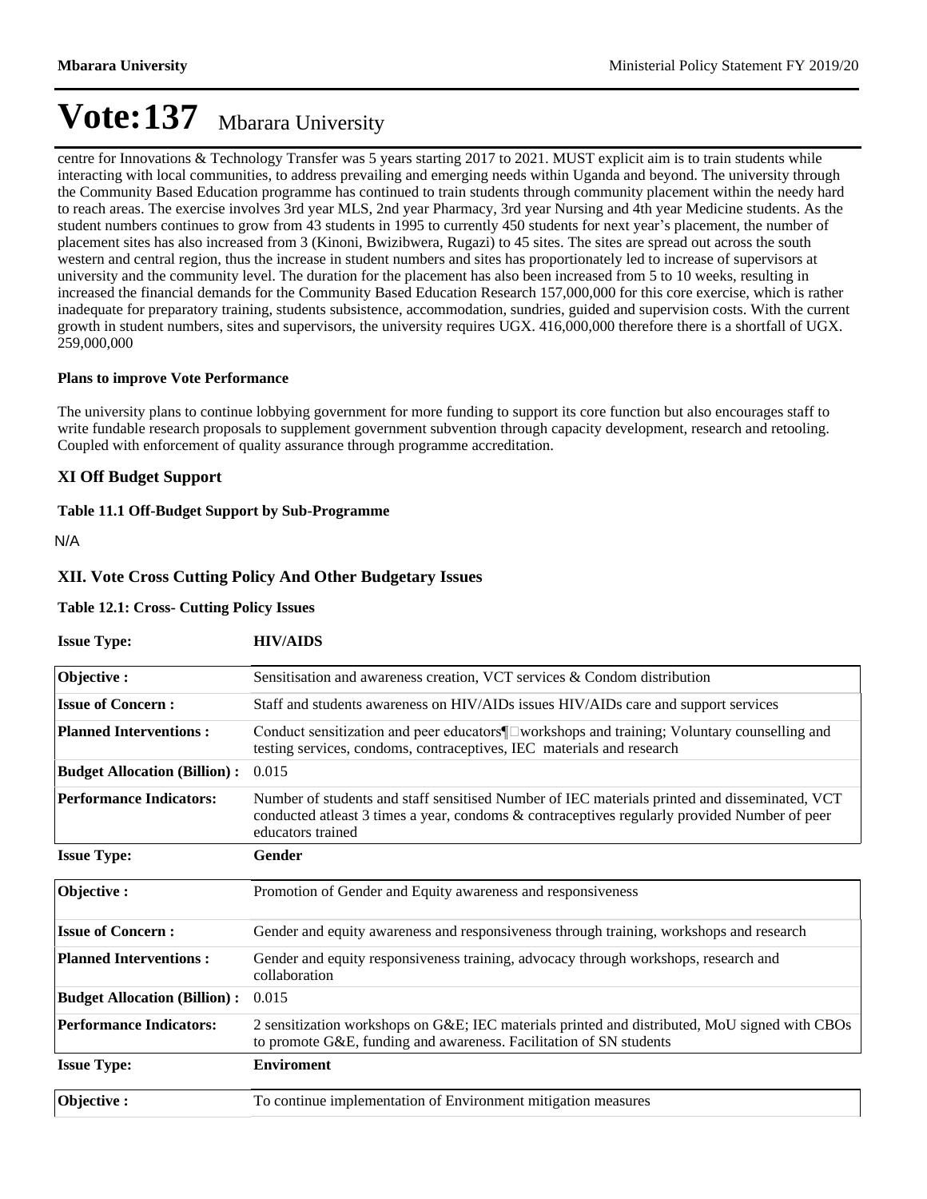# Vote:137 Mbarara University

centre for Innovations & Technology Transfer was 5 years starting 2017 to 2021. MUST explicit aim is to train students while interacting with local communities, to address prevailing and emerging needs within Uganda and beyond. The university through the Community Based Education programme has continued to train students through community placement within the needy hard to reach areas. The exercise involves 3rd year MLS, 2nd year Pharmacy, 3rd year Nursing and 4th year Medicine students. As the student numbers continues to grow from 43 students in 1995 to currently 450 students for next year's placement, the number of placement sites has also increased from 3 (Kinoni, Bwizibwera, Rugazi) to 45 sites. The sites are spread out across the south western and central region, thus the increase in student numbers and sites has proportionately led to increase of supervisors at university and the community level. The duration for the placement has also been increased from 5 to 10 weeks, resulting in increased the financial demands for the Community Based Education Research 157,000,000 for this core exercise, which is rather inadequate for preparatory training, students subsistence, accommodation, sundries, guided and supervision costs. With the current growth in student numbers, sites and supervisors, the university requires UGX. 416,000,000 therefore there is a shortfall of UGX. 259,000,000

**Plans to improve Vote Performance**

The university plans to continue lobbying government for more funding to support its core function but also encourages staff to write fundable research proposals to supplement government subvention through capacity development, research and retooling. Coupled with enforcement of quality assurance through programme accreditation.

## XI Off Budget Support

**Table 11.1 Off-Budget Support by Sub-Programme**

N/A

## XII. Vote Cross Cutting Policy And Other Budgetary Issues

**Table 12.1: Cross- Cutting Policy Issues**

| **Issue Type:** | **HIV/AIDS** |
|---|---|
| **Objective :** | Sensitisation and awareness creation, VCT services & Condom distribution |
| **Issue of Concern :** | Staff and students awareness on HIV/AIDs issues HIV/AIDs care and support services |
| **Planned Interventions :** | Conduct sensitization and peer educators¶workshops and training; Voluntary counselling and testing services, condoms, contraceptives, IEC materials and research |
| **Budget Allocation (Billion) :** | 0.015 |
| **Performance Indicators:** | Number of students and staff sensitised Number of IEC materials printed and disseminated, VCT conducted atleast 3 times a year, condoms & contraceptives regularly provided Number of peer educators trained |

| **Issue Type:** | **Gender** |
|---|---|
| **Objective :** | Promotion of Gender and Equity awareness and responsiveness |
| **Issue of Concern :** | Gender and equity awareness and responsiveness through training, workshops and research |
| **Planned Interventions :** | Gender and equity responsiveness training, advocacy through workshops, research and collaboration |
| **Budget Allocation (Billion) :** | 0.015 |
| **Performance Indicators:** | 2 sensitization workshops on G&E; IEC materials printed and distributed, MoU signed with CBOs to promote G&E, funding and awareness. Facilitation of SN students |

| **Issue Type:** | **Enviroment** |
|---|---|
| **Objective :** | To continue implementation of Environment mitigation measures |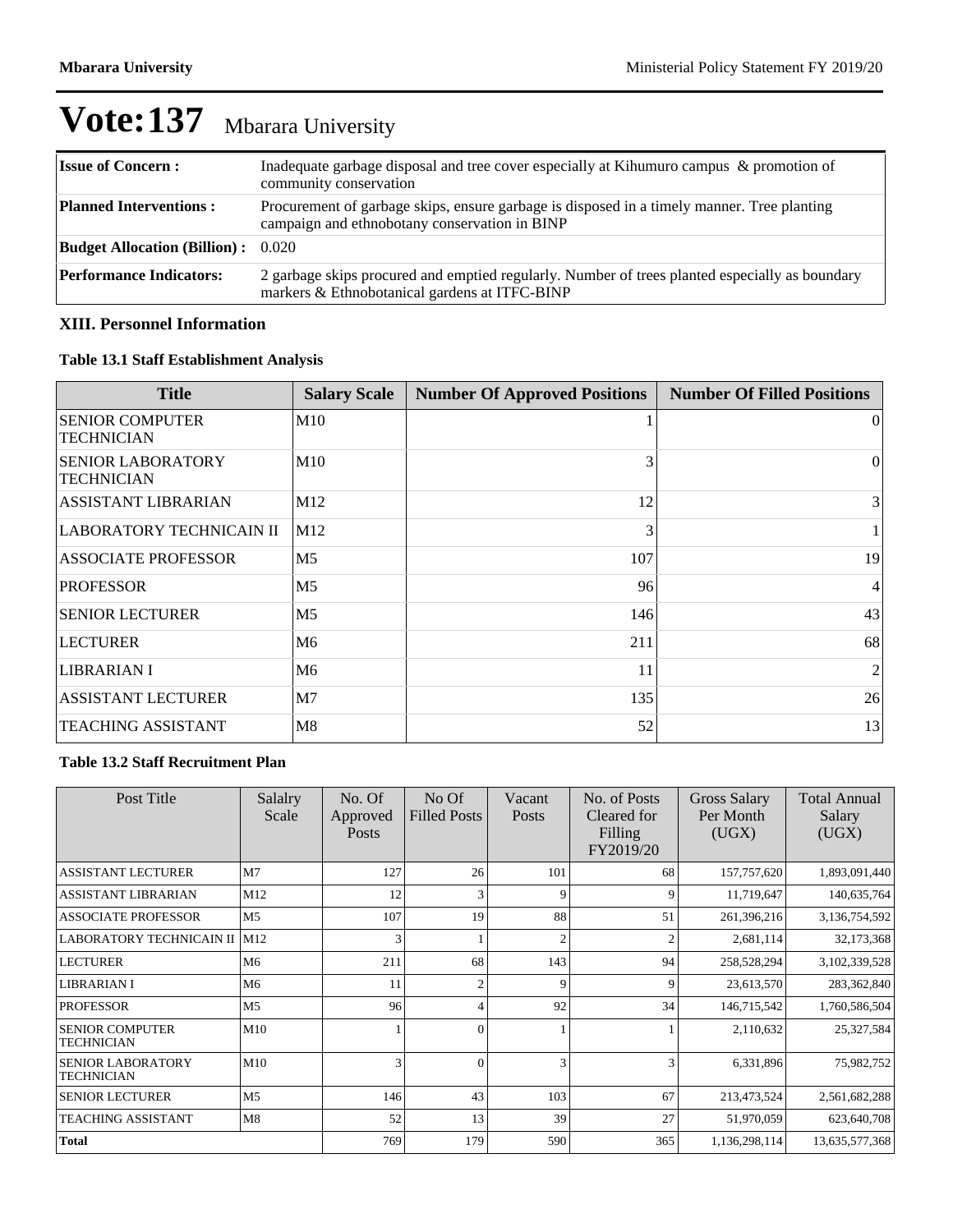# Vote:137 Mbarara University

| | |
|---|---|
| **Issue of Concern :** | Inadequate garbage disposal and tree cover especially at Kihumuro campus & promotion of community conservation |
| **Planned Interventions :** | Procurement of garbage skips, ensure garbage is disposed in a timely manner. Tree planting campaign and ethnobotany conservation in BINP |
| **Budget Allocation (Billion) :** | 0.020 |
| **Performance Indicators:** | 2 garbage skips procured and emptied regularly. Number of trees planted especially as boundary markers & Ethnobotanical gardens at ITFC-BINP |

## XIII. Personnel Information

### Table 13.1 Staff Establishment Analysis

| Title | Salary Scale | Number Of Approved Positions | Number Of Filled Positions |
|---|---|---|---|
| SENIOR COMPUTER TECHNICIAN | M10 | 1 | 0 |
| SENIOR LABORATORY TECHNICIAN | M10 | 3 | 0 |
| ASSISTANT LIBRARIAN | M12 | 12 | 3 |
| LABORATORY TECHNICAIN II | M12 | 3 | 1 |
| ASSOCIATE PROFESSOR | M5 | 107 | 19 |
| PROFESSOR | M5 | 96 | 4 |
| SENIOR LECTURER | M5 | 146 | 43 |
| LECTURER | M6 | 211 | 68 |
| LIBRARIAN I | M6 | 11 | 2 |
| ASSISTANT LECTURER | M7 | 135 | 26 |
| TEACHING ASSISTANT | M8 | 52 | 13 |

### Table 13.2 Staff Recruitment Plan

| Post Title | Salalry Scale | No. Of Approved Posts | No Of Filled Posts | Vacant Posts | No. of Posts Cleared for Filling FY2019/20 | Gross Salary Per Month (UGX) | Total Annual Salary (UGX) |
|---|---|---|---|---|---|---|---|
| ASSISTANT LECTURER | M7 | 127 | 26 | 101 | 68 | 157,757,620 | 1,893,091,440 |
| ASSISTANT LIBRARIAN | M12 | 12 | 3 | 9 | 9 | 11,719,647 | 140,635,764 |
| ASSOCIATE PROFESSOR | M5 | 107 | 19 | 88 | 51 | 261,396,216 | 3,136,754,592 |
| LABORATORY TECHNICAIN II | M12 | 3 | 1 | 2 | 2 | 2,681,114 | 32,173,368 |
| LECTURER | M6 | 211 | 68 | 143 | 94 | 258,528,294 | 3,102,339,528 |
| LIBRARIAN I | M6 | 11 | 2 | 9 | 9 | 23,613,570 | 283,362,840 |
| PROFESSOR | M5 | 96 | 4 | 92 | 34 | 146,715,542 | 1,760,586,504 |
| SENIOR COMPUTER TECHNICIAN | M10 | 1 | 0 | 1 | 1 | 2,110,632 | 25,327,584 |
| SENIOR LABORATORY TECHNICIAN | M10 | 3 | 0 | 3 | 3 | 6,331,896 | 75,982,752 |
| SENIOR LECTURER | M5 | 146 | 43 | 103 | 67 | 213,473,524 | 2,561,682,288 |
| TEACHING ASSISTANT | M8 | 52 | 13 | 39 | 27 | 51,970,059 | 623,640,708 |
| **Total** | | 769 | 179 | 590 | 365 | 1,136,298,114 | 13,635,577,368 |